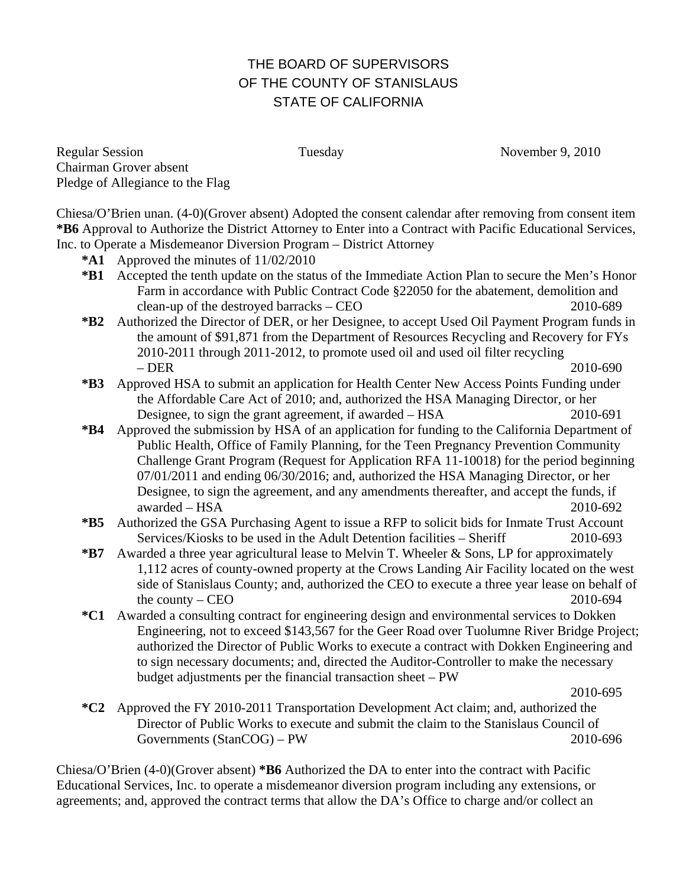# THE BOARD OF SUPERVISORS
# OF THE COUNTY OF STANISLAUS
# STATE OF CALIFORNIA

Regular Session Tuesday November 9, 2010
Chairman Grover absent
Pledge of Allegiance to the Flag

Chiesa/O'Brien unan. (4-0)(Grover absent) Adopted the consent calendar after removing from consent item **\*B6** Approval to Authorize the District Attorney to Enter into a Contract with Pacific Educational Services, Inc. to Operate a Misdemeanor Diversion Program – District Attorney

- **\*A1** Approved the minutes of 11/02/2010
- **\*B1** Accepted the tenth update on the status of the Immediate Action Plan to secure the Men's Honor Farm in accordance with Public Contract Code §22050 for the abatement, demolition and clean-up of the destroyed barracks – CEO 2010-689
- **\*B2** Authorized the Director of DER, or her Designee, to accept Used Oil Payment Program funds in the amount of $91,871 from the Department of Resources Recycling and Recovery for FYs 2010-2011 through 2011-2012, to promote used oil and used oil filter recycling – DER 2010-690
- **\*B3** Approved HSA to submit an application for Health Center New Access Points Funding under the Affordable Care Act of 2010; and, authorized the HSA Managing Director, or her Designee, to sign the grant agreement, if awarded – HSA 2010-691
- **\*B4** Approved the submission by HSA of an application for funding to the California Department of Public Health, Office of Family Planning, for the Teen Pregnancy Prevention Community Challenge Grant Program (Request for Application RFA 11-10018) for the period beginning 07/01/2011 and ending 06/30/2016; and, authorized the HSA Managing Director, or her Designee, to sign the agreement, and any amendments thereafter, and accept the funds, if awarded – HSA 2010-692
- **\*B5** Authorized the GSA Purchasing Agent to issue a RFP to solicit bids for Inmate Trust Account Services/Kiosks to be used in the Adult Detention facilities – Sheriff 2010-693
- **\*B7** Awarded a three year agricultural lease to Melvin T. Wheeler & Sons, LP for approximately 1,112 acres of county-owned property at the Crows Landing Air Facility located on the west side of Stanislaus County; and, authorized the CEO to execute a three year lease on behalf of the county – CEO 2010-694
- **\*C1** Awarded a consulting contract for engineering design and environmental services to Dokken Engineering, not to exceed $143,567 for the Geer Road over Tuolumne River Bridge Project; authorized the Director of Public Works to execute a contract with Dokken Engineering and to sign necessary documents; and, directed the Auditor-Controller to make the necessary budget adjustments per the financial transaction sheet – PW 2010-695
- **\*C2** Approved the FY 2010-2011 Transportation Development Act claim; and, authorized the Director of Public Works to execute and submit the claim to the Stanislaus Council of Governments (StanCOG) – PW 2010-696

Chiesa/O'Brien (4-0)(Grover absent) **\*B6** Authorized the DA to enter into the contract with Pacific Educational Services, Inc. to operate a misdemeanor diversion program including any extensions, or agreements; and, approved the contract terms that allow the DA's Office to charge and/or collect an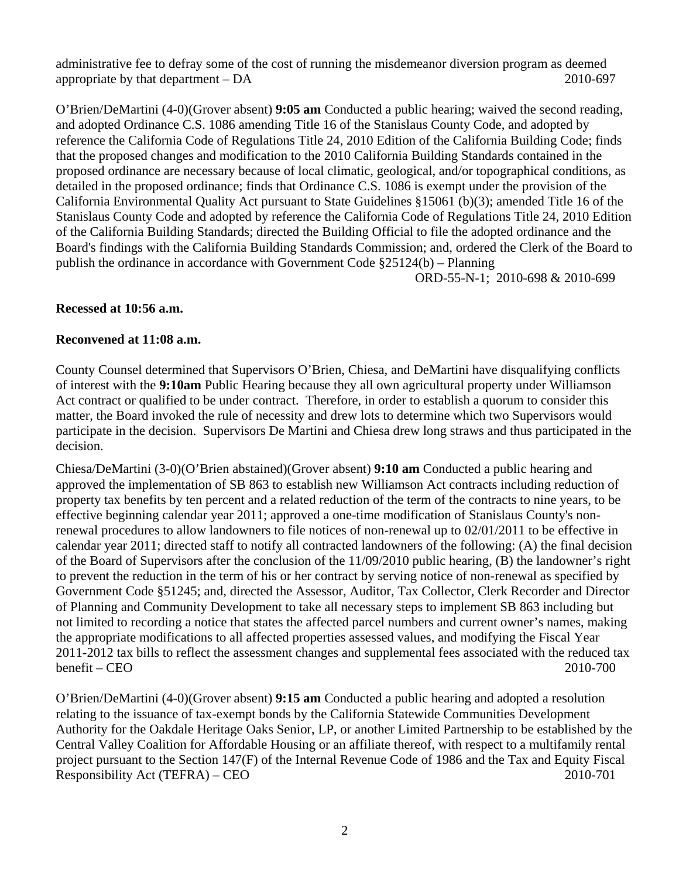administrative fee to defray some of the cost of running the misdemeanor diversion program as deemed appropriate by that department – DA 2010-697

O'Brien/DeMartini (4-0)(Grover absent) **9:05 am** Conducted a public hearing; waived the second reading, and adopted Ordinance C.S. 1086 amending Title 16 of the Stanislaus County Code, and adopted by reference the California Code of Regulations Title 24, 2010 Edition of the California Building Code; finds that the proposed changes and modification to the 2010 California Building Standards contained in the proposed ordinance are necessary because of local climatic, geological, and/or topographical conditions, as detailed in the proposed ordinance; finds that Ordinance C.S. 1086 is exempt under the provision of the California Environmental Quality Act pursuant to State Guidelines §15061 (b)(3); amended Title 16 of the Stanislaus County Code and adopted by reference the California Code of Regulations Title 24, 2010 Edition of the California Building Standards; directed the Building Official to file the adopted ordinance and the Board's findings with the California Building Standards Commission; and, ordered the Clerk of the Board to publish the ordinance in accordance with Government Code §25124(b) – Planning
ORD-55-N-1; 2010-698 & 2010-699

**Recessed at 10:56 a.m.**

**Reconvened at 11:08 a.m.**

County Counsel determined that Supervisors O'Brien, Chiesa, and DeMartini have disqualifying conflicts of interest with the **9:10am** Public Hearing because they all own agricultural property under Williamson Act contract or qualified to be under contract. Therefore, in order to establish a quorum to consider this matter, the Board invoked the rule of necessity and drew lots to determine which two Supervisors would participate in the decision. Supervisors De Martini and Chiesa drew long straws and thus participated in the decision.

Chiesa/DeMartini (3-0)(O'Brien abstained)(Grover absent) **9:10 am** Conducted a public hearing and approved the implementation of SB 863 to establish new Williamson Act contracts including reduction of property tax benefits by ten percent and a related reduction of the term of the contracts to nine years, to be effective beginning calendar year 2011; approved a one-time modification of Stanislaus County's non-renewal procedures to allow landowners to file notices of non-renewal up to 02/01/2011 to be effective in calendar year 2011; directed staff to notify all contracted landowners of the following: (A) the final decision of the Board of Supervisors after the conclusion of the 11/09/2010 public hearing, (B) the landowner's right to prevent the reduction in the term of his or her contract by serving notice of non-renewal as specified by Government Code §51245; and, directed the Assessor, Auditor, Tax Collector, Clerk Recorder and Director of Planning and Community Development to take all necessary steps to implement SB 863 including but not limited to recording a notice that states the affected parcel numbers and current owner's names, making the appropriate modifications to all affected properties assessed values, and modifying the Fiscal Year 2011-2012 tax bills to reflect the assessment changes and supplemental fees associated with the reduced tax benefit – CEO 2010-700

O'Brien/DeMartini (4-0)(Grover absent) **9:15 am** Conducted a public hearing and adopted a resolution relating to the issuance of tax-exempt bonds by the California Statewide Communities Development Authority for the Oakdale Heritage Oaks Senior, LP, or another Limited Partnership to be established by the Central Valley Coalition for Affordable Housing or an affiliate thereof, with respect to a multifamily rental project pursuant to the Section 147(F) of the Internal Revenue Code of 1986 and the Tax and Equity Fiscal Responsibility Act (TEFRA) – CEO 2010-701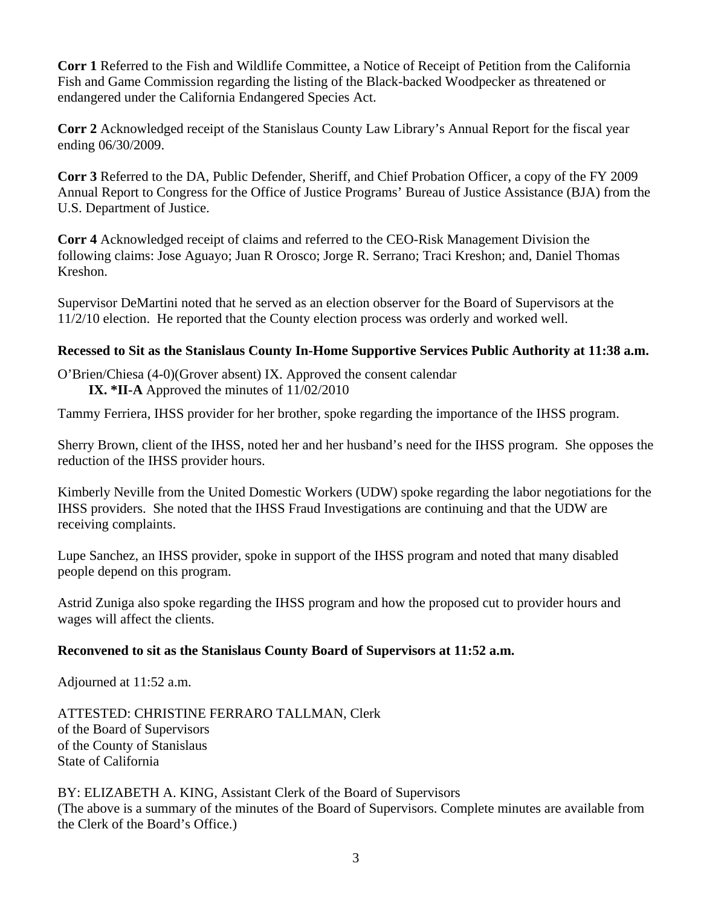**Corr 1** Referred to the Fish and Wildlife Committee, a Notice of Receipt of Petition from the California Fish and Game Commission regarding the listing of the Black-backed Woodpecker as threatened or endangered under the California Endangered Species Act.

**Corr 2** Acknowledged receipt of the Stanislaus County Law Library's Annual Report for the fiscal year ending 06/30/2009.

**Corr 3** Referred to the DA, Public Defender, Sheriff, and Chief Probation Officer, a copy of the FY 2009 Annual Report to Congress for the Office of Justice Programs' Bureau of Justice Assistance (BJA) from the U.S. Department of Justice.

**Corr 4** Acknowledged receipt of claims and referred to the CEO-Risk Management Division the following claims: Jose Aguayo; Juan R Orosco; Jorge R. Serrano; Traci Kreshon; and, Daniel Thomas Kreshon.

Supervisor DeMartini noted that he served as an election observer for the Board of Supervisors at the 11/2/10 election. He reported that the County election process was orderly and worked well.

**Recessed to Sit as the Stanislaus County In-Home Supportive Services Public Authority at 11:38 a.m.**

O'Brien/Chiesa (4-0)(Grover absent) IX. Approved the consent calendar
**IX. *II-A** Approved the minutes of 11/02/2010

Tammy Ferriera, IHSS provider for her brother, spoke regarding the importance of the IHSS program.

Sherry Brown, client of the IHSS, noted her and her husband's need for the IHSS program. She opposes the reduction of the IHSS provider hours.

Kimberly Neville from the United Domestic Workers (UDW) spoke regarding the labor negotiations for the IHSS providers. She noted that the IHSS Fraud Investigations are continuing and that the UDW are receiving complaints.

Lupe Sanchez, an IHSS provider, spoke in support of the IHSS program and noted that many disabled people depend on this program.

Astrid Zuniga also spoke regarding the IHSS program and how the proposed cut to provider hours and wages will affect the clients.

**Reconvened to sit as the Stanislaus County Board of Supervisors at 11:52 a.m.**

Adjourned at 11:52 a.m.

ATTESTED: CHRISTINE FERRARO TALLMAN, Clerk
of the Board of Supervisors
of the County of Stanislaus
State of California

BY: ELIZABETH A. KING, Assistant Clerk of the Board of Supervisors
(The above is a summary of the minutes of the Board of Supervisors. Complete minutes are available from the Clerk of the Board's Office.)